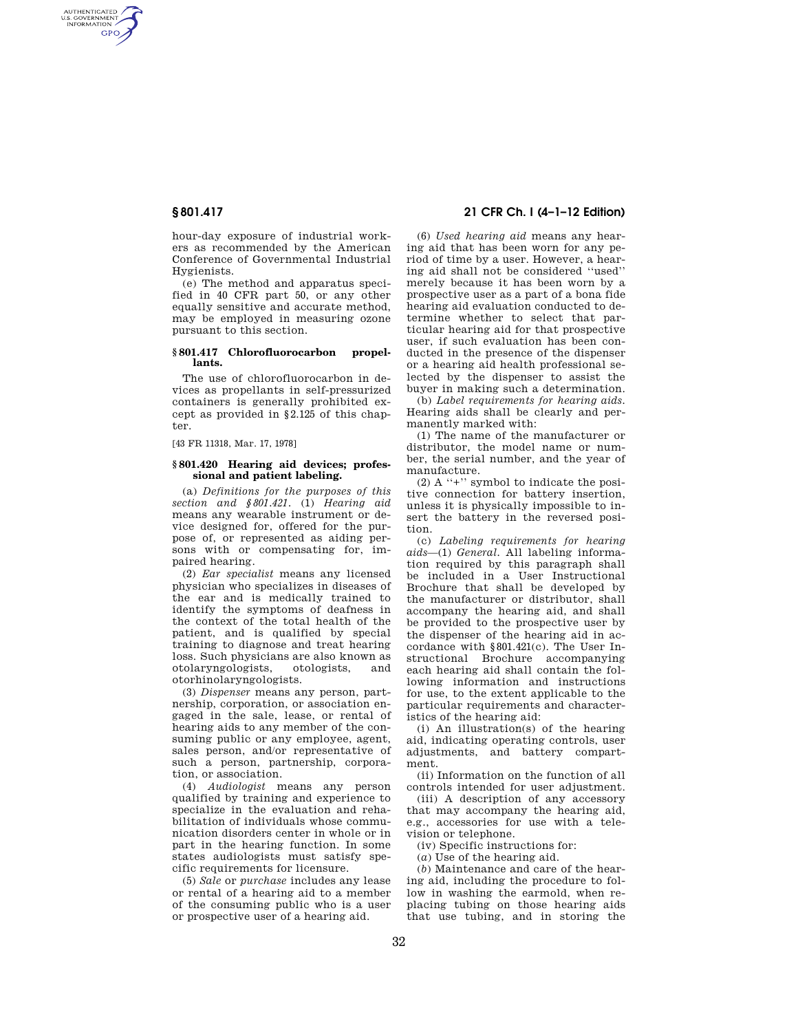hour-day exposure of industrial workers as recommended by the American Conference of Governmental Industrial Hygienists.

(e) The method and apparatus specified in 40 CFR part 50, or any other equally sensitive and accurate method, may be employed in measuring ozone pursuant to this section.

### § 801.417 Chlorofluorocarbon propellants.

The use of chlorofluorocarbon in devices as propellants in self-pressurized containers is generally prohibited except as provided in §2.125 of this chapter.

[43 FR 11318, Mar. 17, 1978]

### § 801.420 Hearing aid devices; professional and patient labeling.

(a) *Definitions for the purposes of this section and § 801.421.* (1) *Hearing aid* means any wearable instrument or device designed for, offered for the purpose of, or represented as aiding persons with or compensating for, impaired hearing.

(2) *Ear specialist* means any licensed physician who specializes in diseases of the ear and is medically trained to identify the symptoms of deafness in the context of the total health of the patient, and is qualified by special training to diagnose and treat hearing loss. Such physicians are also known as otolaryngologists, otologists, and otorhinolaryngologists.

(3) *Dispenser* means any person, partnership, corporation, or association engaged in the sale, lease, or rental of hearing aids to any member of the consuming public or any employee, agent, sales person, and/or representative of such a person, partnership, corporation, or association.

(4) *Audiologist* means any person qualified by training and experience to specialize in the evaluation and rehabilitation of individuals whose communication disorders center in whole or in part in the hearing function. In some states audiologists must satisfy specific requirements for licensure.

(5) *Sale* or *purchase* includes any lease or rental of a hearing aid to a member of the consuming public who is a user or prospective user of a hearing aid.

(6) *Used hearing aid* means any hearing aid that has been worn for any period of time by a user. However, a hearing aid shall not be considered ''used'' merely because it has been worn by a prospective user as a part of a bona fide hearing aid evaluation conducted to determine whether to select that particular hearing aid for that prospective user, if such evaluation has been conducted in the presence of the dispenser or a hearing aid health professional selected by the dispenser to assist the buyer in making such a determination.

(b) *Label requirements for hearing aids.* Hearing aids shall be clearly and permanently marked with:

(1) The name of the manufacturer or distributor, the model name or number, the serial number, and the year of manufacture.

(2) A ''+'' symbol to indicate the positive connection for battery insertion, unless it is physically impossible to insert the battery in the reversed position.

(c) *Labeling requirements for hearing aids*—(1) *General.* All labeling information required by this paragraph shall be included in a User Instructional Brochure that shall be developed by the manufacturer or distributor, shall accompany the hearing aid, and shall be provided to the prospective user by the dispenser of the hearing aid in accordance with §801.421(c). The User Instructional Brochure accompanying each hearing aid shall contain the following information and instructions for use, to the extent applicable to the particular requirements and characteristics of the hearing aid:

(i) An illustration(s) of the hearing aid, indicating operating controls, user adjustments, and battery compartment.

(ii) Information on the function of all controls intended for user adjustment.

(iii) A description of any accessory that may accompany the hearing aid, e.g., accessories for use with a television or telephone.

(iv) Specific instructions for:

(*a*) Use of the hearing aid.

(*b*) Maintenance and care of the hearing aid, including the procedure to follow in washing the earmold, when replacing tubing on those hearing aids that use tubing, and in storing the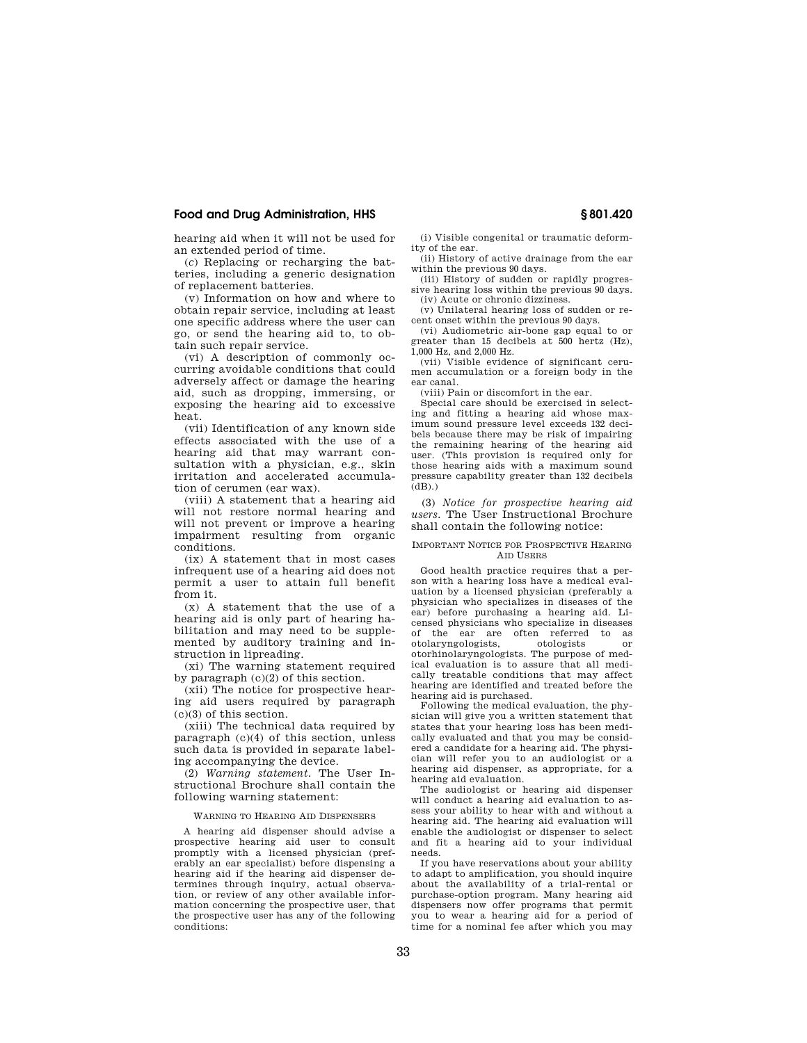hearing aid when it will not be used for an extended period of time.

(*c*) Replacing or recharging the batteries, including a generic designation of replacement batteries.

(v) Information on how and where to obtain repair service, including at least one specific address where the user can go, or send the hearing aid to, to obtain such repair service.

(vi) A description of commonly occurring avoidable conditions that could adversely affect or damage the hearing aid, such as dropping, immersing, or exposing the hearing aid to excessive heat.

(vii) Identification of any known side effects associated with the use of a hearing aid that may warrant consultation with a physician, e.g., skin irritation and accelerated accumulation of cerumen (ear wax).

(viii) A statement that a hearing aid will not restore normal hearing and will not prevent or improve a hearing impairment resulting from organic conditions.

(ix) A statement that in most cases infrequent use of a hearing aid does not permit a user to attain full benefit from it.

(x) A statement that the use of a hearing aid is only part of hearing habilitation and may need to be supplemented by auditory training and instruction in lipreading.

(xi) The warning statement required by paragraph (c)(2) of this section.

(xii) The notice for prospective hearing aid users required by paragraph (c)(3) of this section.

(xiii) The technical data required by paragraph (c)(4) of this section, unless such data is provided in separate labeling accompanying the device.

(2) *Warning statement.* The User Instructional Brochure shall contain the following warning statement:

WARNING TO HEARING AID DISPENSERS

A hearing aid dispenser should advise a prospective hearing aid user to consult promptly with a licensed physician (preferably an ear specialist) before dispensing a hearing aid if the hearing aid dispenser determines through inquiry, actual observation, or review of any other available information concerning the prospective user, that the prospective user has any of the following conditions:

(i) Visible congenital or traumatic deformity of the ear.

(ii) History of active drainage from the ear within the previous 90 days.

(iii) History of sudden or rapidly progressive hearing loss within the previous 90 days.

(iv) Acute or chronic dizziness.

(v) Unilateral hearing loss of sudden or recent onset within the previous 90 days.

(vi) Audiometric air-bone gap equal to or greater than 15 decibels at 500 hertz (Hz), 1,000 Hz, and 2,000 Hz.

(vii) Visible evidence of significant cerumen accumulation or a foreign body in the ear canal.

(viii) Pain or discomfort in the ear.

Special care should be exercised in selecting and fitting a hearing aid whose maximum sound pressure level exceeds 132 decibels because there may be risk of impairing the remaining hearing of the hearing aid user. (This provision is required only for those hearing aids with a maximum sound pressure capability greater than 132 decibels (dB).)

(3) *Notice for prospective hearing aid users.* The User Instructional Brochure shall contain the following notice:

IMPORTANT NOTICE FOR PROSPECTIVE HEARING AID USERS

Good health practice requires that a person with a hearing loss have a medical evaluation by a licensed physician (preferably a physician who specializes in diseases of the ear) before purchasing a hearing aid. Licensed physicians who specialize in diseases of the ear are often referred to as otolaryngologists, otologists or otorhinolaryngologists. The purpose of medical evaluation is to assure that all medically treatable conditions that may affect hearing are identified and treated before the hearing aid is purchased.

Following the medical evaluation, the physician will give you a written statement that states that your hearing loss has been medically evaluated and that you may be considered a candidate for a hearing aid. The physician will refer you to an audiologist or a hearing aid dispenser, as appropriate, for a hearing aid evaluation.

The audiologist or hearing aid dispenser will conduct a hearing aid evaluation to assess your ability to hear with and without a hearing aid. The hearing aid evaluation will enable the audiologist or dispenser to select and fit a hearing aid to your individual needs.

If you have reservations about your ability to adapt to amplification, you should inquire about the availability of a trial-rental or purchase-option program. Many hearing aid dispensers now offer programs that permit you to wear a hearing aid for a period of time for a nominal fee after which you may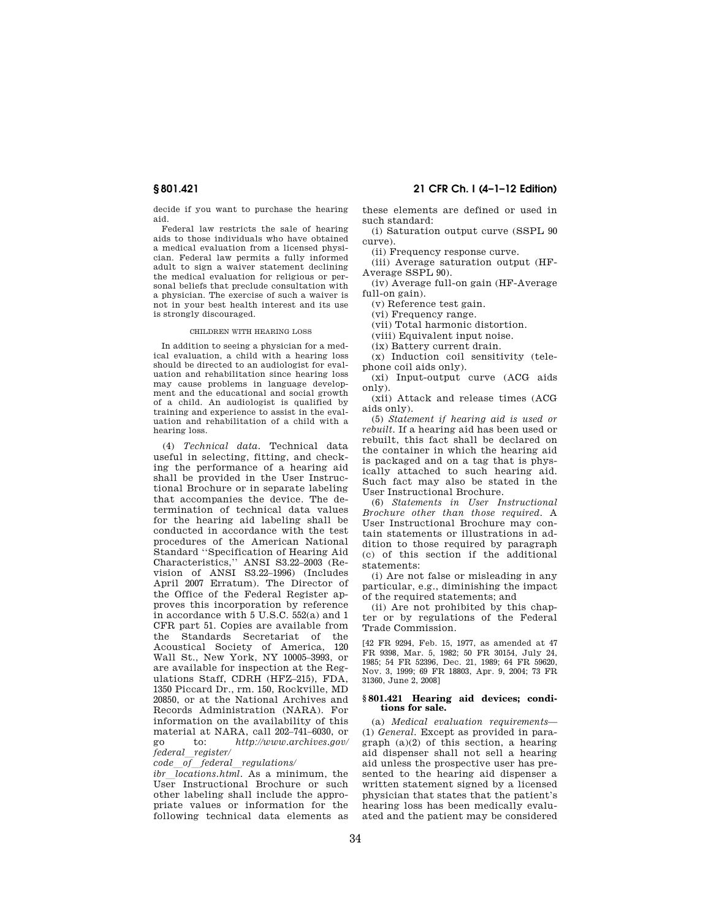decide if you want to purchase the hearing aid.

Federal law restricts the sale of hearing aids to those individuals who have obtained a medical evaluation from a licensed physician. Federal law permits a fully informed adult to sign a waiver statement declining the medical evaluation for religious or personal beliefs that preclude consultation with a physician. The exercise of such a waiver is not in your best health interest and its use is strongly discouraged.

CHILDREN WITH HEARING LOSS

In addition to seeing a physician for a medical evaluation, a child with a hearing loss should be directed to an audiologist for evaluation and rehabilitation since hearing loss may cause problems in language development and the educational and social growth of a child. An audiologist is qualified by training and experience to assist in the evaluation and rehabilitation of a child with a hearing loss.

(4) *Technical data.* Technical data useful in selecting, fitting, and checking the performance of a hearing aid shall be provided in the User Instructional Brochure or in separate labeling that accompanies the device. The determination of technical data values for the hearing aid labeling shall be conducted in accordance with the test procedures of the American National Standard ''Specification of Hearing Aid Characteristics,'' ANSI S3.22–2003 (Revision of ANSI S3.22–1996) (Includes April 2007 Erratum). The Director of the Office of the Federal Register approves this incorporation by reference in accordance with 5 U.S.C. 552(a) and 1 CFR part 51. Copies are available from the Standards Secretariat of the Acoustical Society of America, 120 Wall St., New York, NY 10005–3993, or are available for inspection at the Regulations Staff, CDRH (HFZ–215), FDA, 1350 Piccard Dr., rm. 150, Rockville, MD 20850, or at the National Archives and Records Administration (NARA). For information on the availability of this material at NARA, call 202–741–6030, or go to: *http://www.archives.gov/federal_register/code_of_federal_regulations/ibr_locations.html.* As a minimum, the User Instructional Brochure or such other labeling shall include the appropriate values or information for the following technical data elements as these elements are defined or used in such standard:

(i) Saturation output curve (SSPL 90 curve).

(ii) Frequency response curve.

(iii) Average saturation output (HF-Average SSPL 90).

(iv) Average full-on gain (HF-Average full-on gain).

(v) Reference test gain.

(vi) Frequency range.

(vii) Total harmonic distortion.

(viii) Equivalent input noise.

(ix) Battery current drain.

(x) Induction coil sensitivity (telephone coil aids only).

(xi) Input-output curve (ACG aids only).

(xii) Attack and release times (ACG aids only).

(5) *Statement if hearing aid is used or rebuilt.* If a hearing aid has been used or rebuilt, this fact shall be declared on the container in which the hearing aid is packaged and on a tag that is physically attached to such hearing aid. Such fact may also be stated in the User Instructional Brochure.

(6) *Statements in User Instructional Brochure other than those required.* A User Instructional Brochure may contain statements or illustrations in addition to those required by paragraph (c) of this section if the additional statements:

(i) Are not false or misleading in any particular, e.g., diminishing the impact of the required statements; and

(ii) Are not prohibited by this chapter or by regulations of the Federal Trade Commission.

[42 FR 9294, Feb. 15, 1977, as amended at 47 FR 9398, Mar. 5, 1982; 50 FR 30154, July 24, 1985; 54 FR 52396, Dec. 21, 1989; 64 FR 59620, Nov. 3, 1999; 69 FR 18803, Apr. 9, 2004; 73 FR 31360, June 2, 2008]

### § 801.421 Hearing aid devices; conditions for sale.

(a) *Medical evaluation requirements*—(1) *General.* Except as provided in paragraph (a)(2) of this section, a hearing aid dispenser shall not sell a hearing aid unless the prospective user has presented to the hearing aid dispenser a written statement signed by a licensed physician that states that the patient's hearing loss has been medically evaluated and the patient may be considered